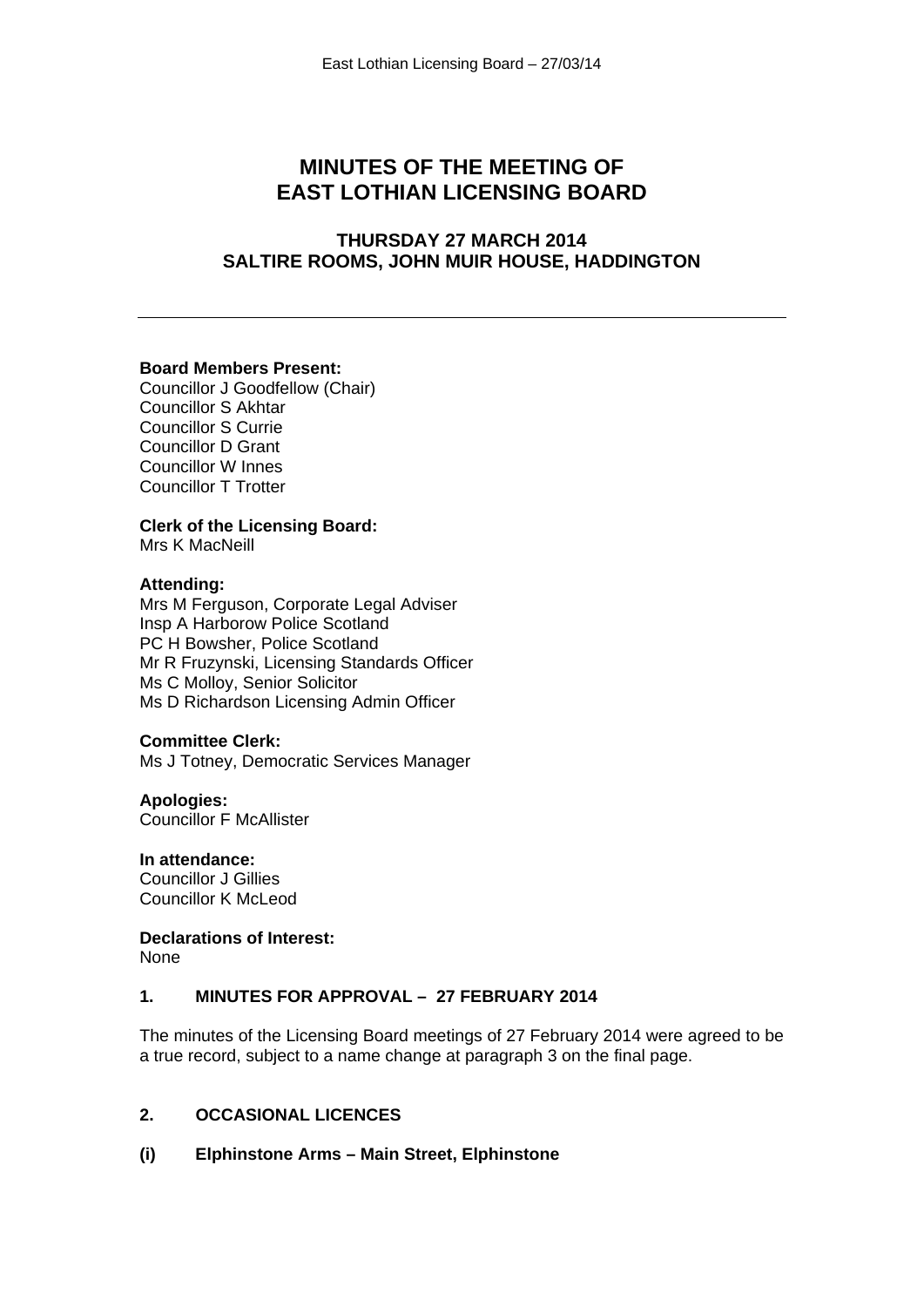# MINUTES OF THE MEETING OF EAST LOTHIAN LICENSING BOARD

## THURSDAY 27 MARCH 2014
## SALTIRE ROOMS, JOHN MUIR HOUSE, HADDINGTON

---

**Board Members Present:**
Councillor J Goodfellow (Chair)
Councillor S Akhtar
Councillor S Currie
Councillor D Grant
Councillor W Innes
Councillor T Trotter

**Clerk of the Licensing Board:**
Mrs K MacNeill

**Attending:**
Mrs M Ferguson, Corporate Legal Adviser
Insp A Harborow Police Scotland
PC H Bowsher, Police Scotland
Mr R Fruzynski, Licensing Standards Officer
Ms C Molloy, Senior Solicitor
Ms D Richardson Licensing Admin Officer

**Committee Clerk:**
Ms J Totney, Democratic Services Manager

**Apologies:**
Councillor F McAllister

**In attendance:**
Councillor J Gillies
Councillor K McLeod

**Declarations of Interest:**
None

### 1. MINUTES FOR APPROVAL – 27 FEBRUARY 2014

The minutes of the Licensing Board meetings of 27 February 2014 were agreed to be a true record, subject to a name change at paragraph 3 on the final page.

### 2. OCCASIONAL LICENCES

**(i) Elphinstone Arms – Main Street, Elphinstone**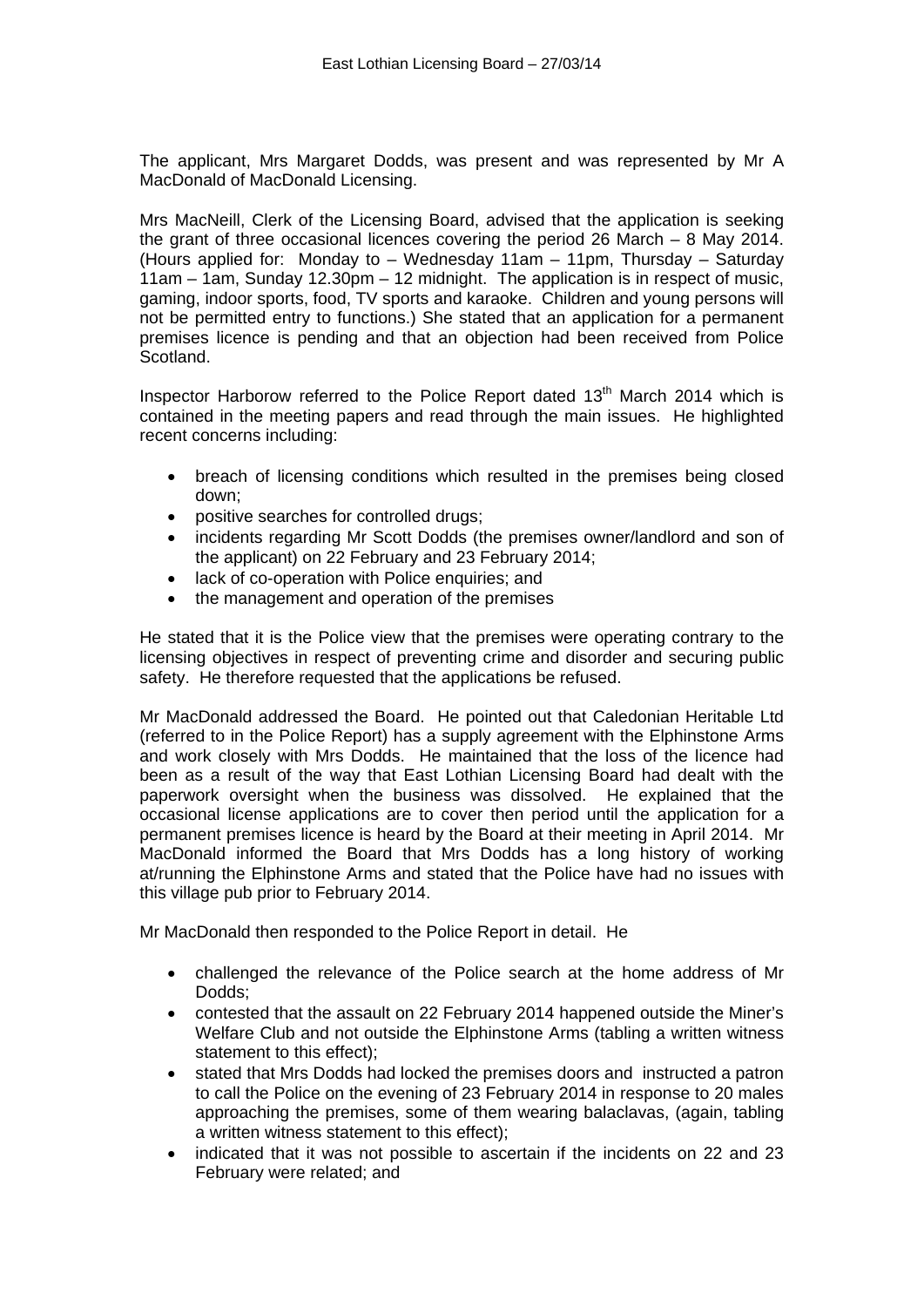The applicant, Mrs Margaret Dodds, was present and was represented by Mr A MacDonald of MacDonald Licensing.

Mrs MacNeill, Clerk of the Licensing Board, advised that the application is seeking the grant of three occasional licences covering the period 26 March – 8 May 2014. (Hours applied for: Monday to – Wednesday 11am – 11pm, Thursday – Saturday 11am – 1am, Sunday 12.30pm – 12 midnight. The application is in respect of music, gaming, indoor sports, food, TV sports and karaoke. Children and young persons will not be permitted entry to functions.) She stated that an application for a permanent premises licence is pending and that an objection had been received from Police Scotland.

Inspector Harborow referred to the Police Report dated 13th March 2014 which is contained in the meeting papers and read through the main issues. He highlighted recent concerns including:

- breach of licensing conditions which resulted in the premises being closed down;
- positive searches for controlled drugs;
- incidents regarding Mr Scott Dodds (the premises owner/landlord and son of the applicant) on 22 February and 23 February 2014;
- lack of co-operation with Police enquiries; and
- the management and operation of the premises

He stated that it is the Police view that the premises were operating contrary to the licensing objectives in respect of preventing crime and disorder and securing public safety. He therefore requested that the applications be refused.

Mr MacDonald addressed the Board. He pointed out that Caledonian Heritable Ltd (referred to in the Police Report) has a supply agreement with the Elphinstone Arms and work closely with Mrs Dodds. He maintained that the loss of the licence had been as a result of the way that East Lothian Licensing Board had dealt with the paperwork oversight when the business was dissolved. He explained that the occasional license applications are to cover then period until the application for a permanent premises licence is heard by the Board at their meeting in April 2014. Mr MacDonald informed the Board that Mrs Dodds has a long history of working at/running the Elphinstone Arms and stated that the Police have had no issues with this village pub prior to February 2014.

Mr MacDonald then responded to the Police Report in detail. He

- challenged the relevance of the Police search at the home address of Mr Dodds;
- contested that the assault on 22 February 2014 happened outside the Miner's Welfare Club and not outside the Elphinstone Arms (tabling a written witness statement to this effect);
- stated that Mrs Dodds had locked the premises doors and instructed a patron to call the Police on the evening of 23 February 2014 in response to 20 males approaching the premises, some of them wearing balaclavas, (again, tabling a written witness statement to this effect);
- indicated that it was not possible to ascertain if the incidents on 22 and 23 February were related; and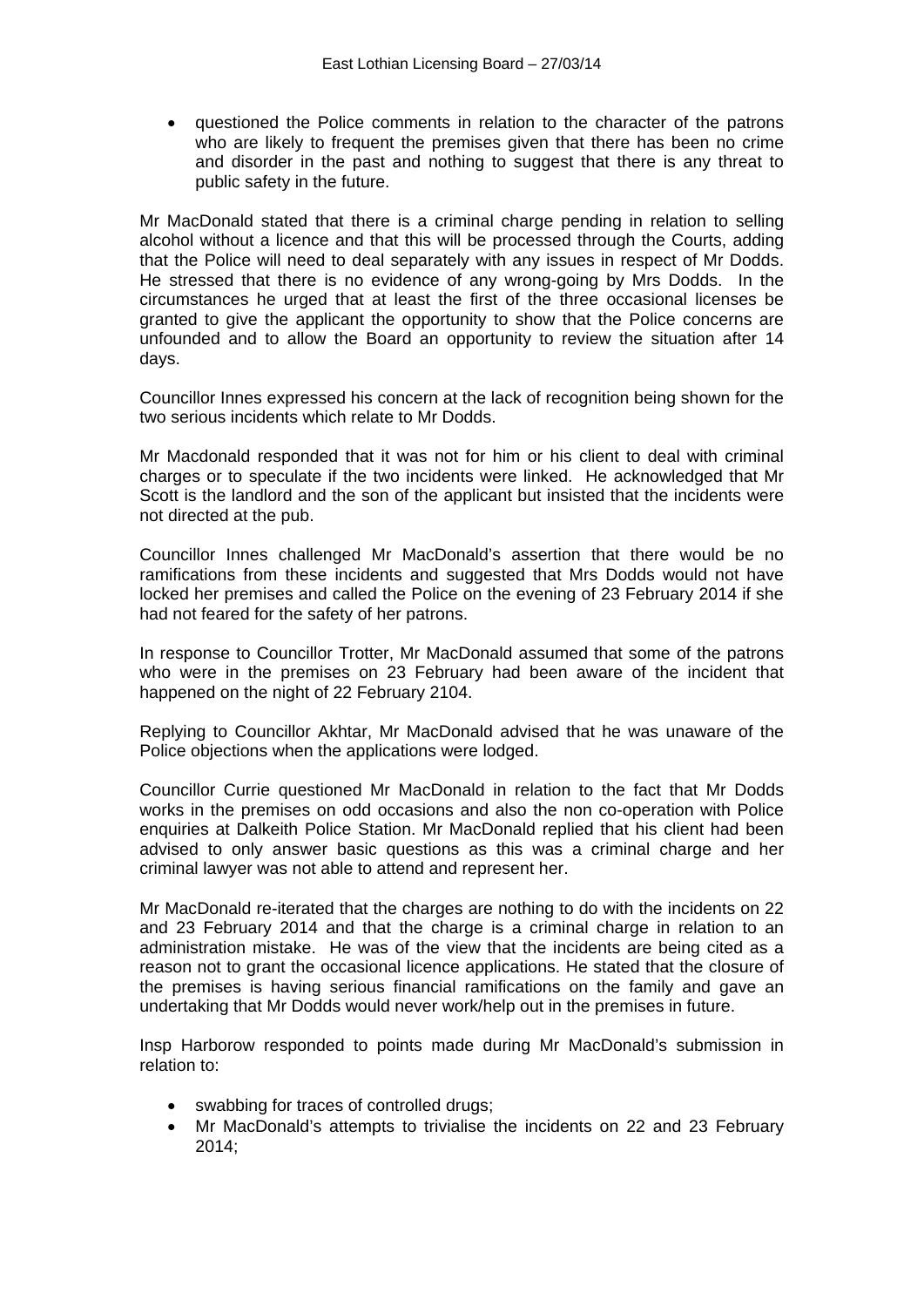- questioned the Police comments in relation to the character of the patrons who are likely to frequent the premises given that there has been no crime and disorder in the past and nothing to suggest that there is any threat to public safety in the future.

Mr MacDonald stated that there is a criminal charge pending in relation to selling alcohol without a licence and that this will be processed through the Courts, adding that the Police will need to deal separately with any issues in respect of Mr Dodds. He stressed that there is no evidence of any wrong-going by Mrs Dodds. In the circumstances he urged that at least the first of the three occasional licenses be granted to give the applicant the opportunity to show that the Police concerns are unfounded and to allow the Board an opportunity to review the situation after 14 days.

Councillor Innes expressed his concern at the lack of recognition being shown for the two serious incidents which relate to Mr Dodds.

Mr Macdonald responded that it was not for him or his client to deal with criminal charges or to speculate if the two incidents were linked. He acknowledged that Mr Scott is the landlord and the son of the applicant but insisted that the incidents were not directed at the pub.

Councillor Innes challenged Mr MacDonald's assertion that there would be no ramifications from these incidents and suggested that Mrs Dodds would not have locked her premises and called the Police on the evening of 23 February 2014 if she had not feared for the safety of her patrons.

In response to Councillor Trotter, Mr MacDonald assumed that some of the patrons who were in the premises on 23 February had been aware of the incident that happened on the night of 22 February 2104.

Replying to Councillor Akhtar, Mr MacDonald advised that he was unaware of the Police objections when the applications were lodged.

Councillor Currie questioned Mr MacDonald in relation to the fact that Mr Dodds works in the premises on odd occasions and also the non co-operation with Police enquiries at Dalkeith Police Station. Mr MacDonald replied that his client had been advised to only answer basic questions as this was a criminal charge and her criminal lawyer was not able to attend and represent her.

Mr MacDonald re-iterated that the charges are nothing to do with the incidents on 22 and 23 February 2014 and that the charge is a criminal charge in relation to an administration mistake. He was of the view that the incidents are being cited as a reason not to grant the occasional licence applications. He stated that the closure of the premises is having serious financial ramifications on the family and gave an undertaking that Mr Dodds would never work/help out in the premises in future.

Insp Harborow responded to points made during Mr MacDonald's submission in relation to:

- swabbing for traces of controlled drugs;
- Mr MacDonald's attempts to trivialise the incidents on 22 and 23 February 2014;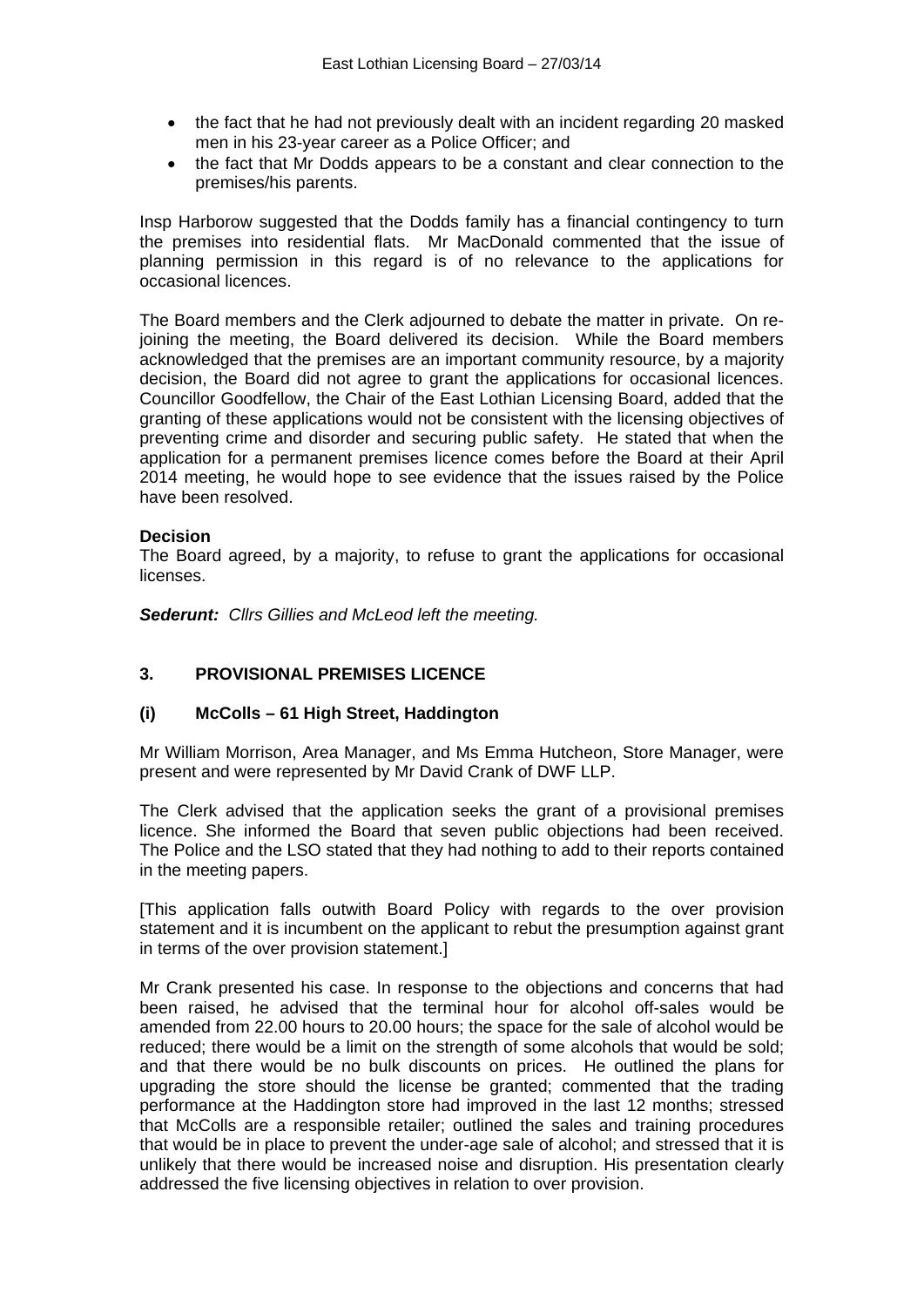- the fact that he had not previously dealt with an incident regarding 20 masked men in his 23-year career as a Police Officer; and
- the fact that Mr Dodds appears to be a constant and clear connection to the premises/his parents.

Insp Harborow suggested that the Dodds family has a financial contingency to turn the premises into residential flats. Mr MacDonald commented that the issue of planning permission in this regard is of no relevance to the applications for occasional licences.

The Board members and the Clerk adjourned to debate the matter in private. On re-joining the meeting, the Board delivered its decision. While the Board members acknowledged that the premises are an important community resource, by a majority decision, the Board did not agree to grant the applications for occasional licences. Councillor Goodfellow, the Chair of the East Lothian Licensing Board, added that the granting of these applications would not be consistent with the licensing objectives of preventing crime and disorder and securing public safety. He stated that when the application for a permanent premises licence comes before the Board at their April 2014 meeting, he would hope to see evidence that the issues raised by the Police have been resolved.

**Decision**
The Board agreed, by a majority, to refuse to grant the applications for occasional licenses.

***Sederunt:*** *Cllrs Gillies and McLeod left the meeting.*

## 3. PROVISIONAL PREMISES LICENCE

### (i) McColls – 61 High Street, Haddington

Mr William Morrison, Area Manager, and Ms Emma Hutcheon, Store Manager, were present and were represented by Mr David Crank of DWF LLP.

The Clerk advised that the application seeks the grant of a provisional premises licence. She informed the Board that seven public objections had been received. The Police and the LSO stated that they had nothing to add to their reports contained in the meeting papers.

[This application falls outwith Board Policy with regards to the over provision statement and it is incumbent on the applicant to rebut the presumption against grant in terms of the over provision statement.]

Mr Crank presented his case. In response to the objections and concerns that had been raised, he advised that the terminal hour for alcohol off-sales would be amended from 22.00 hours to 20.00 hours; the space for the sale of alcohol would be reduced; there would be a limit on the strength of some alcohols that would be sold; and that there would be no bulk discounts on prices. He outlined the plans for upgrading the store should the license be granted; commented that the trading performance at the Haddington store had improved in the last 12 months; stressed that McColls are a responsible retailer; outlined the sales and training procedures that would be in place to prevent the under-age sale of alcohol; and stressed that it is unlikely that there would be increased noise and disruption. His presentation clearly addressed the five licensing objectives in relation to over provision.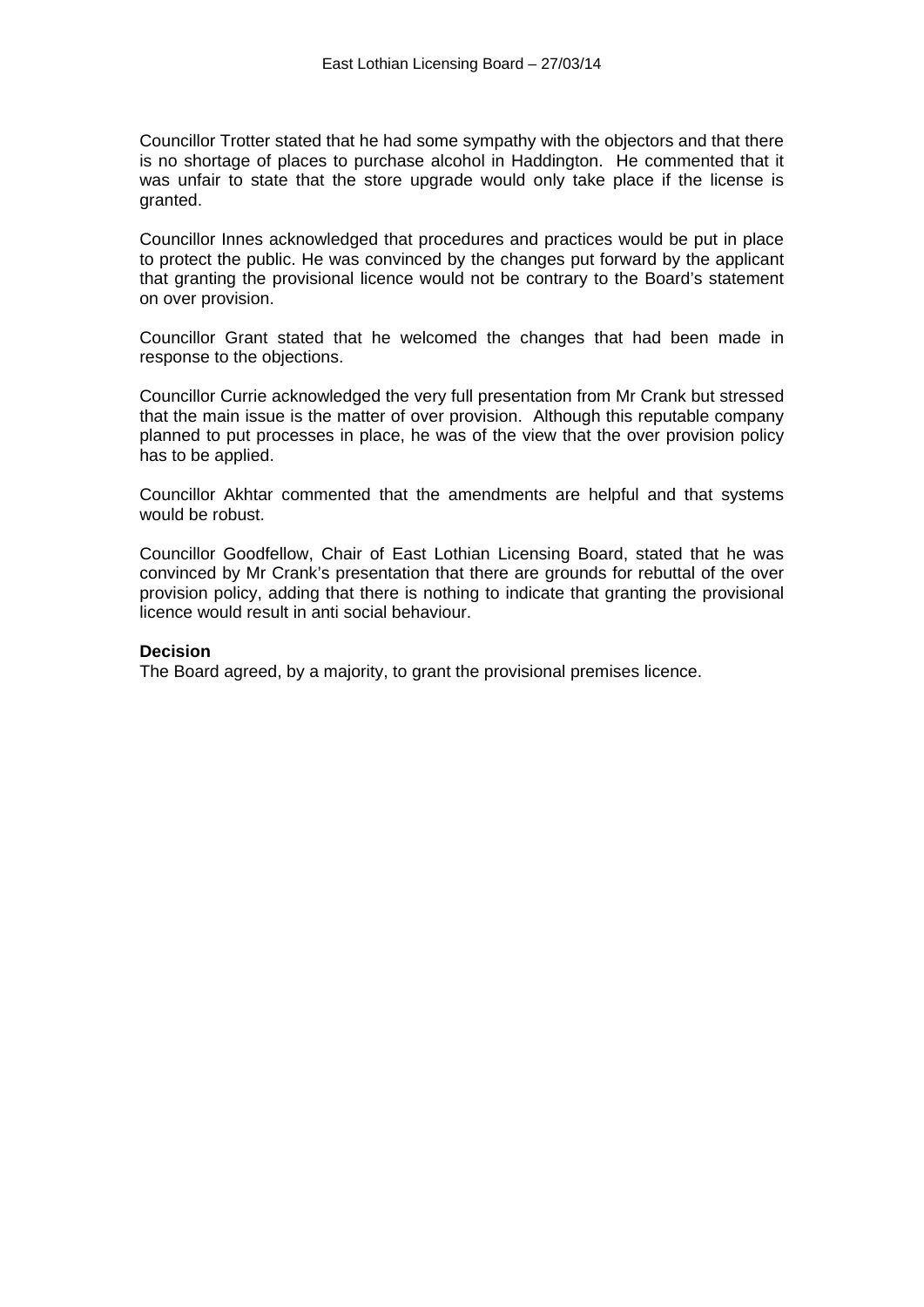Councillor Trotter stated that he had some sympathy with the objectors and that there is no shortage of places to purchase alcohol in Haddington. He commented that it was unfair to state that the store upgrade would only take place if the license is granted.

Councillor Innes acknowledged that procedures and practices would be put in place to protect the public. He was convinced by the changes put forward by the applicant that granting the provisional licence would not be contrary to the Board's statement on over provision.

Councillor Grant stated that he welcomed the changes that had been made in response to the objections.

Councillor Currie acknowledged the very full presentation from Mr Crank but stressed that the main issue is the matter of over provision. Although this reputable company planned to put processes in place, he was of the view that the over provision policy has to be applied.

Councillor Akhtar commented that the amendments are helpful and that systems would be robust.

Councillor Goodfellow, Chair of East Lothian Licensing Board, stated that he was convinced by Mr Crank's presentation that there are grounds for rebuttal of the over provision policy, adding that there is nothing to indicate that granting the provisional licence would result in anti social behaviour.

**Decision**

The Board agreed, by a majority, to grant the provisional premises licence.